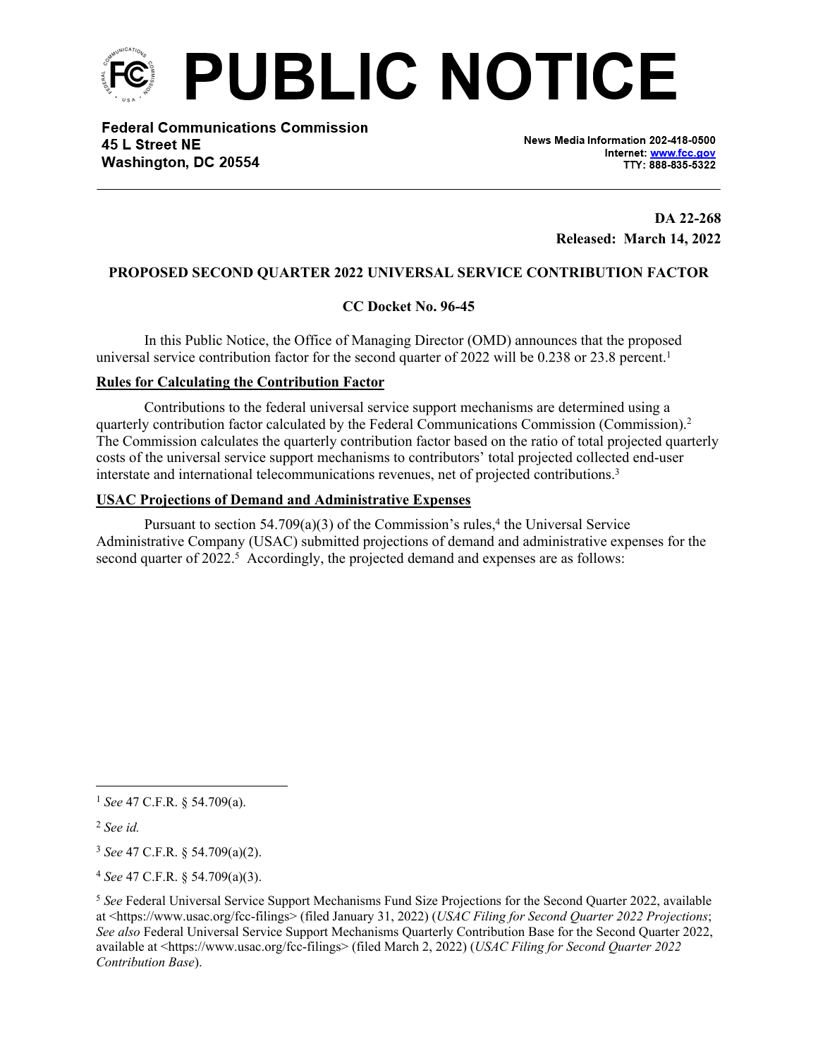# PUBLIC NOTICE

**Federal Communications Commission**
**45 L Street NE**
**Washington, DC 20554**

News Media Information 202-418-0500
Internet: www.fcc.gov
TTY: 888-835-5322

**DA 22-268**
**Released: March 14, 2022**

**PROPOSED SECOND QUARTER 2022 UNIVERSAL SERVICE CONTRIBUTION FACTOR**

**CC Docket No. 96-45**

In this Public Notice, the Office of Managing Director (OMD) announces that the proposed universal service contribution factor for the second quarter of 2022 will be 0.238 or 23.8 percent.[1]

**Rules for Calculating the Contribution Factor**

Contributions to the federal universal service support mechanisms are determined using a quarterly contribution factor calculated by the Federal Communications Commission (Commission).[2] The Commission calculates the quarterly contribution factor based on the ratio of total projected quarterly costs of the universal service support mechanisms to contributors' total projected collected end-user interstate and international telecommunications revenues, net of projected contributions.[3]

**USAC Projections of Demand and Administrative Expenses**

Pursuant to section 54.709(a)(3) of the Commission's rules,[4] the Universal Service Administrative Company (USAC) submitted projections of demand and administrative expenses for the second quarter of 2022.[5] Accordingly, the projected demand and expenses are as follows:

---

[1] *See* 47 C.F.R. § 54.709(a).

[2] *See id.*

[3] *See* 47 C.F.R. § 54.709(a)(2).

[4] *See* 47 C.F.R. § 54.709(a)(3).

[5] *See* Federal Universal Service Support Mechanisms Fund Size Projections for the Second Quarter 2022, available at <https://www.usac.org/fcc-filings> (filed January 31, 2022) (*USAC Filing for Second Quarter 2022 Projections*; *See also* Federal Universal Service Support Mechanisms Quarterly Contribution Base for the Second Quarter 2022, available at <https://www.usac.org/fcc-filings> (filed March 2, 2022) (*USAC Filing for Second Quarter 2022 Contribution Base*).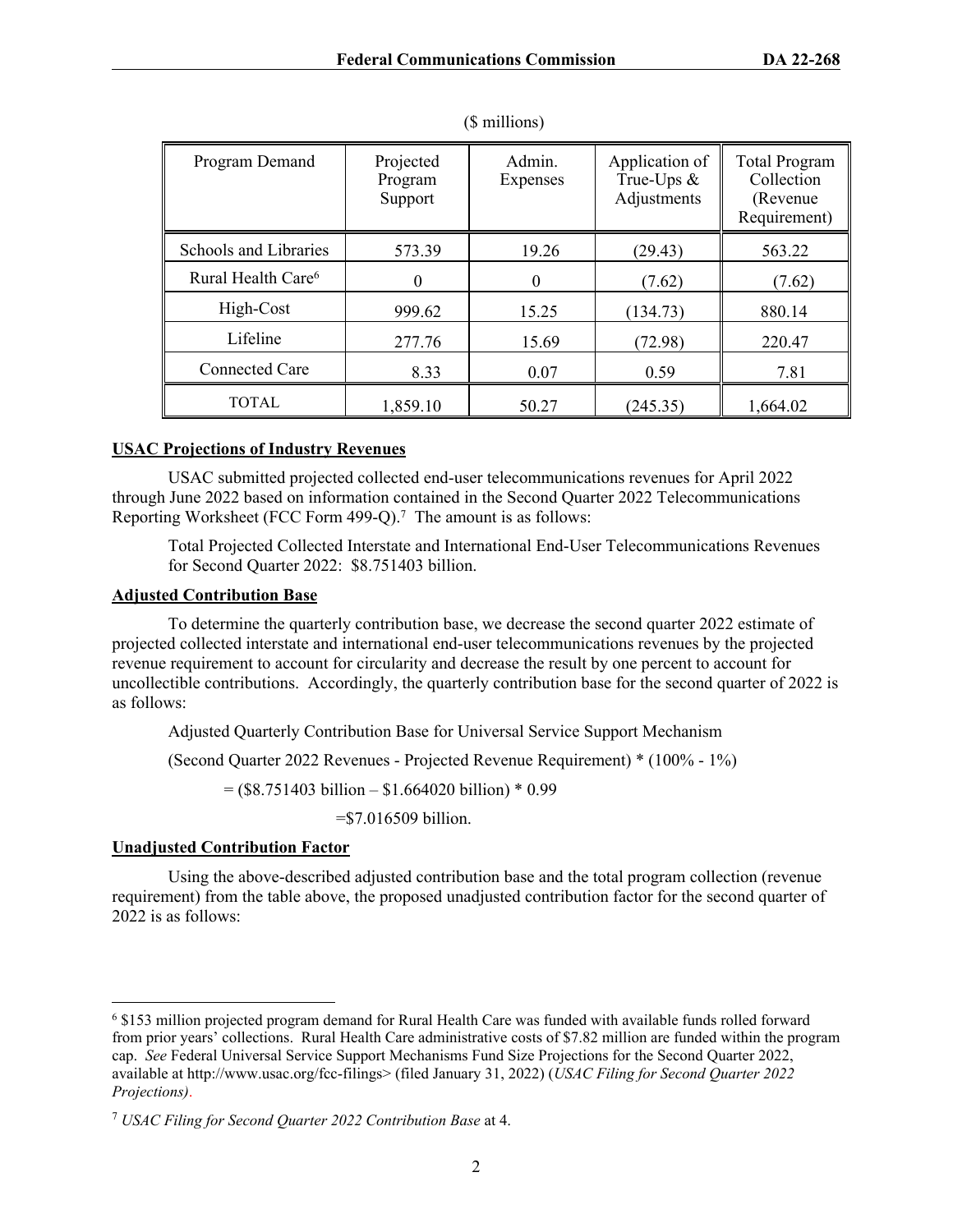($ millions)

| Program Demand | Projected Program Support | Admin. Expenses | Application of True-Ups & Adjustments | Total Program Collection (Revenue Requirement) |
|---|---|---|---|---|
| Schools and Libraries | 573.39 | 19.26 | (29.43) | 563.22 |
| Rural Health Care[6] | 0 | 0 | (7.62) | (7.62) |
| High-Cost | 999.62 | 15.25 | (134.73) | 880.14 |
| Lifeline | 277.76 | 15.69 | (72.98) | 220.47 |
| Connected Care | 8.33 | 0.07 | 0.59 | 7.81 |
| TOTAL | 1,859.10 | 50.27 | (245.35) | 1,664.02 |

**USAC Projections of Industry Revenues**

USAC submitted projected collected end-user telecommunications revenues for April 2022 through June 2022 based on information contained in the Second Quarter 2022 Telecommunications Reporting Worksheet (FCC Form 499-Q).[7] The amount is as follows:

> Total Projected Collected Interstate and International End-User Telecommunications Revenues for Second Quarter 2022: $8.751403 billion.

**Adjusted Contribution Base**

To determine the quarterly contribution base, we decrease the second quarter 2022 estimate of projected collected interstate and international end-user telecommunications revenues by the projected revenue requirement to account for circularity and decrease the result by one percent to account for uncollectible contributions. Accordingly, the quarterly contribution base for the second quarter of 2022 is as follows:

Adjusted Quarterly Contribution Base for Universal Service Support Mechanism

(Second Quarter 2022 Revenues - Projected Revenue Requirement) * (100% - 1%)

= ($8.751403 billion – $1.664020 billion) * 0.99

=$7.016509 billion.

**Unadjusted Contribution Factor**

Using the above-described adjusted contribution base and the total program collection (revenue requirement) from the table above, the proposed unadjusted contribution factor for the second quarter of 2022 is as follows:

---

[6] $153 million projected program demand for Rural Health Care was funded with available funds rolled forward from prior years' collections. Rural Health Care administrative costs of $7.82 million are funded within the program cap. *See* Federal Universal Service Support Mechanisms Fund Size Projections for the Second Quarter 2022, available at http://www.usac.org/fcc-filings> (filed January 31, 2022) (*USAC Filing for Second Quarter 2022 Projections)*.

[7] *USAC Filing for Second Quarter 2022 Contribution Base* at 4.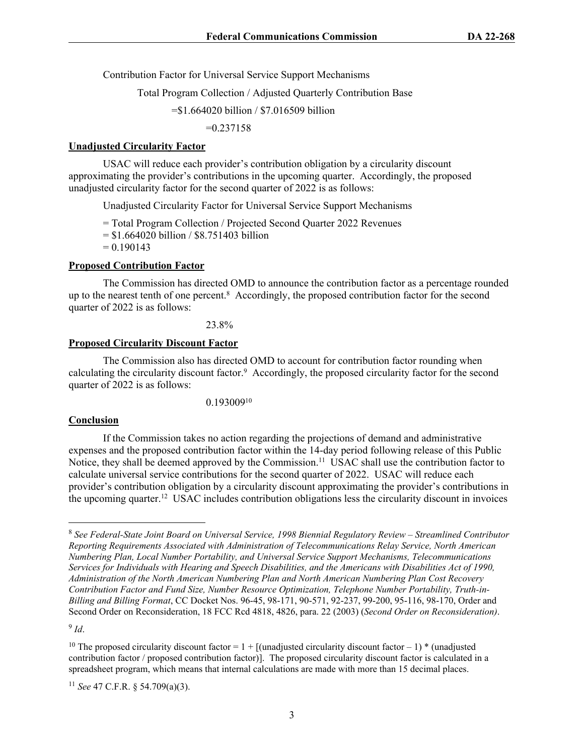Contribution Factor for Universal Service Support Mechanisms

Total Program Collection / Adjusted Quarterly Contribution Base

=$1.664020 billion / $7.016509 billion

=0.237158

**Unadjusted Circularity Factor**

USAC will reduce each provider's contribution obligation by a circularity discount approximating the provider's contributions in the upcoming quarter. Accordingly, the proposed unadjusted circularity factor for the second quarter of 2022 is as follows:

Unadjusted Circularity Factor for Universal Service Support Mechanisms

= Total Program Collection / Projected Second Quarter 2022 Revenues
= $1.664020 billion / $8.751403 billion
= 0.190143

**Proposed Contribution Factor**

The Commission has directed OMD to announce the contribution factor as a percentage rounded up to the nearest tenth of one percent.[8] Accordingly, the proposed contribution factor for the second quarter of 2022 is as follows:

23.8%

**Proposed Circularity Discount Factor**

The Commission also has directed OMD to account for contribution factor rounding when calculating the circularity discount factor.[9] Accordingly, the proposed circularity factor for the second quarter of 2022 is as follows:

0.193009[10]

**Conclusion**

If the Commission takes no action regarding the projections of demand and administrative expenses and the proposed contribution factor within the 14-day period following release of this Public Notice, they shall be deemed approved by the Commission.[11] USAC shall use the contribution factor to calculate universal service contributions for the second quarter of 2022. USAC will reduce each provider's contribution obligation by a circularity discount approximating the provider's contributions in the upcoming quarter.[12] USAC includes contribution obligations less the circularity discount in invoices

---

[8] *See Federal-State Joint Board on Universal Service, 1998 Biennial Regulatory Review – Streamlined Contributor Reporting Requirements Associated with Administration of Telecommunications Relay Service, North American Numbering Plan, Local Number Portability, and Universal Service Support Mechanisms, Telecommunications Services for Individuals with Hearing and Speech Disabilities, and the Americans with Disabilities Act of 1990, Administration of the North American Numbering Plan and North American Numbering Plan Cost Recovery Contribution Factor and Fund Size, Number Resource Optimization, Telephone Number Portability, Truth-in-Billing and Billing Format*, CC Docket Nos. 96-45, 98-171, 90-571, 92-237, 99-200, 95-116, 98-170, Order and Second Order on Reconsideration, 18 FCC Rcd 4818, 4826, para. 22 (2003) (*Second Order on Reconsideration)*.

[9] *Id*.

[10] The proposed circularity discount factor = 1 + [(unadjusted circularity discount factor – 1) * (unadjusted contribution factor / proposed contribution factor)]. The proposed circularity discount factor is calculated in a spreadsheet program, which means that internal calculations are made with more than 15 decimal places.

[11] *See* 47 C.F.R. § 54.709(a)(3).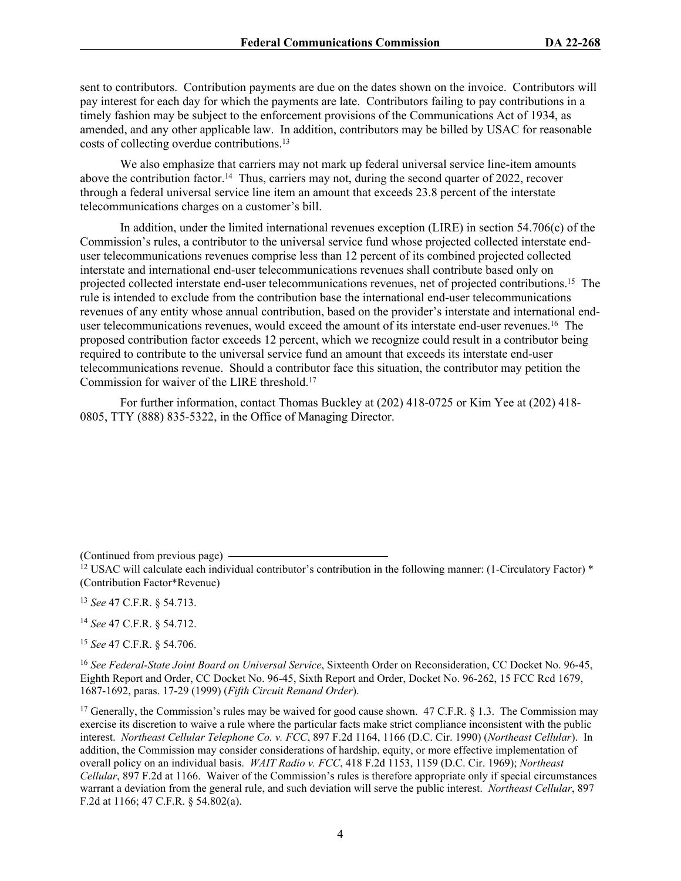sent to contributors. Contribution payments are due on the dates shown on the invoice. Contributors will pay interest for each day for which the payments are late. Contributors failing to pay contributions in a timely fashion may be subject to the enforcement provisions of the Communications Act of 1934, as amended, and any other applicable law. In addition, contributors may be billed by USAC for reasonable costs of collecting overdue contributions.[13]

We also emphasize that carriers may not mark up federal universal service line-item amounts above the contribution factor.[14] Thus, carriers may not, during the second quarter of 2022, recover through a federal universal service line item an amount that exceeds 23.8 percent of the interstate telecommunications charges on a customer's bill.

In addition, under the limited international revenues exception (LIRE) in section 54.706(c) of the Commission's rules, a contributor to the universal service fund whose projected collected interstate end-user telecommunications revenues comprise less than 12 percent of its combined projected collected interstate and international end-user telecommunications revenues shall contribute based only on projected collected interstate end-user telecommunications revenues, net of projected contributions.[15] The rule is intended to exclude from the contribution base the international end-user telecommunications revenues of any entity whose annual contribution, based on the provider's interstate and international end-user telecommunications revenues, would exceed the amount of its interstate end-user revenues.[16] The proposed contribution factor exceeds 12 percent, which we recognize could result in a contributor being required to contribute to the universal service fund an amount that exceeds its interstate end-user telecommunications revenue. Should a contributor face this situation, the contributor may petition the Commission for waiver of the LIRE threshold.[17]

For further information, contact Thomas Buckley at (202) 418-0725 or Kim Yee at (202) 418-0805, TTY (888) 835-5322, in the Office of Managing Director.

---

(Continued from previous page)

[12] USAC will calculate each individual contributor's contribution in the following manner: (1-Circulatory Factor) * (Contribution Factor*Revenue)

[13] *See* 47 C.F.R. § 54.713.

[14] *See* 47 C.F.R. § 54.712.

[15] *See* 47 C.F.R. § 54.706.

[16] *See Federal-State Joint Board on Universal Service*, Sixteenth Order on Reconsideration, CC Docket No. 96-45, Eighth Report and Order, CC Docket No. 96-45, Sixth Report and Order, Docket No. 96-262, 15 FCC Rcd 1679, 1687-1692, paras. 17-29 (1999) (*Fifth Circuit Remand Order*).

[17] Generally, the Commission's rules may be waived for good cause shown. 47 C.F.R. § 1.3. The Commission may exercise its discretion to waive a rule where the particular facts make strict compliance inconsistent with the public interest. *Northeast Cellular Telephone Co. v. FCC*, 897 F.2d 1164, 1166 (D.C. Cir. 1990) (*Northeast Cellular*). In addition, the Commission may consider considerations of hardship, equity, or more effective implementation of overall policy on an individual basis. *WAIT Radio v. FCC*, 418 F.2d 1153, 1159 (D.C. Cir. 1969); *Northeast Cellular*, 897 F.2d at 1166. Waiver of the Commission's rules is therefore appropriate only if special circumstances warrant a deviation from the general rule, and such deviation will serve the public interest. *Northeast Cellular*, 897 F.2d at 1166; 47 C.F.R. § 54.802(a).